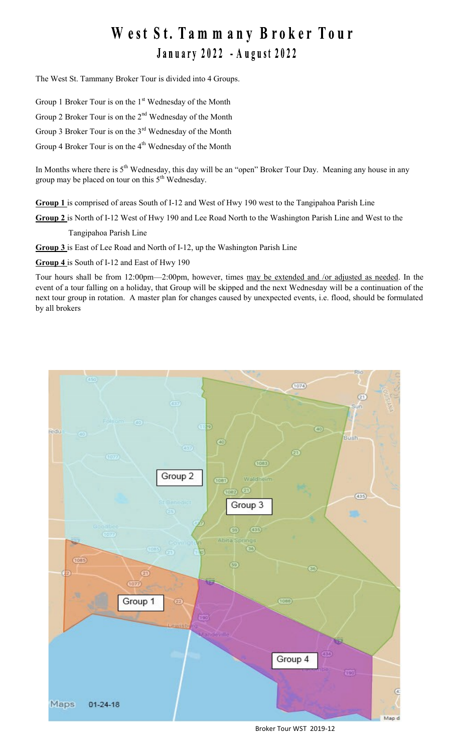# West St. Tammany Broker Tour

## January 2022 - August 2022

The West St. Tammany Broker Tour is divided into 4 Groups.

Group 1 Broker Tour is on the 1st Wednesday of the Month

Group 2 Broker Tour is on the 2nd Wednesday of the Month

Group 3 Broker Tour is on the 3rd Wednesday of the Month

Group 4 Broker Tour is on the 4th Wednesday of the Month

In Months where there is 5th Wednesday, this day will be an "open" Broker Tour Day. Meaning any house in any group may be placed on tour on this 5th Wednesday.

**Group 1** is comprised of areas South of I-12 and West of Hwy 190 west to the Tangipahoa Parish Line

**Group 2** is North of I-12 West of Hwy 190 and Lee Road North to the Washington Parish Line and West to the Tangipahoa Parish Line

**Group 3** is East of Lee Road and North of I-12, up the Washington Parish Line

**Group 4** is South of I-12 and East of Hwy 190

Tour hours shall be from 12:00pm—2:00pm, however, times <u>may be extended and /or adjusted as needed</u>. In the event of a tour falling on a holiday, that Group will be skipped and the next Wednesday will be a continuation of the next tour group in rotation. A master plan for changes caused by unexpected events, i.e. flood, should be formulated by all brokers

Group 2

Group 3

Group 1

Group 4

Maps 01-24-18

Broker Tour WST 2019-12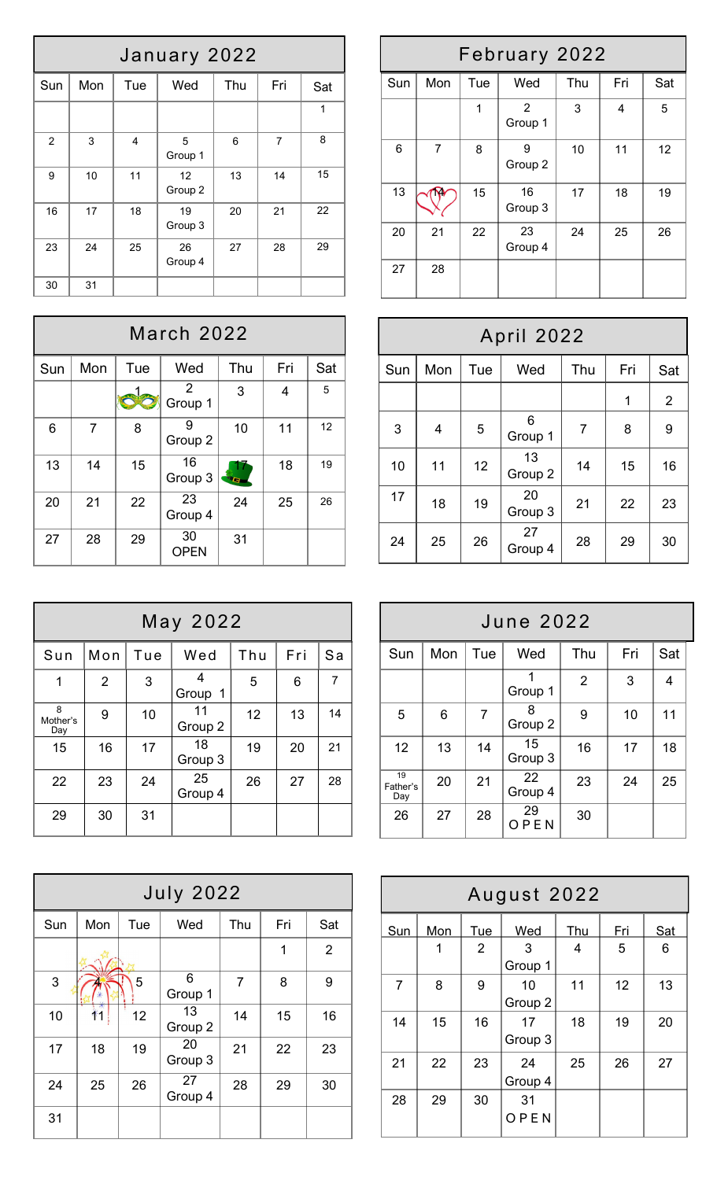## January 2022

| Sun | Mon | Tue | Wed | Thu | Fri | Sat |
| --- | --- | --- | --- | --- | --- | --- |
| | | | | | | 1 |
| 2 | 3 | 4 | 5 Group 1 | 6 | 7 | 8 |
| 9 | 10 | 11 | 12 Group 2 | 13 | 14 | 15 |
| 16 | 17 | 18 | 19 Group 3 | 20 | 21 | 22 |
| 23 | 24 | 25 | 26 Group 4 | 27 | 28 | 29 |
| 30 | 31 | | | | | |

## February 2022

| Sun | Mon | Tue | Wed | Thu | Fri | Sat |
| --- | --- | --- | --- | --- | --- | --- |
| | | 1 | 2 Group 1 | 3 | 4 | 5 |
| 6 | 7 | 8 | 9 Group 2 | 10 | 11 | 12 |
| 13 | 14 | 15 | 16 Group 3 | 17 | 18 | 19 |
| 20 | 21 | 22 | 23 Group 4 | 24 | 25 | 26 |
| 27 | 28 | | | | | |

## March 2022

| Sun | Mon | Tue | Wed | Thu | Fri | Sat |
| --- | --- | --- | --- | --- | --- | --- |
| | | 1 | 2 Group 1 | 3 | 4 | 5 |
| 6 | 7 | 8 | 9 Group 2 | 10 | 11 | 12 |
| 13 | 14 | 15 | 16 Group 3 | 17 | 18 | 19 |
| 20 | 21 | 22 | 23 Group 4 | 24 | 25 | 26 |
| 27 | 28 | 29 | 30 OPEN | 31 | | |

## April 2022

| Sun | Mon | Tue | Wed | Thu | Fri | Sat |
| --- | --- | --- | --- | --- | --- | --- |
| | | | | | 1 | 2 |
| 3 | 4 | 5 | 6 Group 1 | 7 | 8 | 9 |
| 10 | 11 | 12 | 13 Group 2 | 14 | 15 | 16 |
| 17 | 18 | 19 | 20 Group 3 | 21 | 22 | 23 |
| 24 | 25 | 26 | 27 Group 4 | 28 | 29 | 30 |

## May 2022

| Sun | Mon | Tue | Wed | Thu | Fri | Sa |
| --- | --- | --- | --- | --- | --- | --- |
| 1 | 2 | 3 | 4 Group 1 | 5 | 6 | 7 |
| 8 Mother's Day | 9 | 10 | 11 Group 2 | 12 | 13 | 14 |
| 15 | 16 | 17 | 18 Group 3 | 19 | 20 | 21 |
| 22 | 23 | 24 | 25 Group 4 | 26 | 27 | 28 |
| 29 | 30 | 31 | | | | |

## June 2022

| Sun | Mon | Tue | Wed | Thu | Fri | Sat |
| --- | --- | --- | --- | --- | --- | --- |
| | | | 1 Group 1 | 2 | 3 | 4 |
| 5 | 6 | 7 | 8 Group 2 | 9 | 10 | 11 |
| 12 | 13 | 14 | 15 Group 3 | 16 | 17 | 18 |
| 19 Father's Day | 20 | 21 | 22 Group 4 | 23 | 24 | 25 |
| 26 | 27 | 28 | 29 OPEN | 30 | | |

## July 2022

| Sun | Mon | Tue | Wed | Thu | Fri | Sat |
| --- | --- | --- | --- | --- | --- | --- |
| | | | | | 1 | 2 |
| 3 | 4 | 5 | 6 Group 1 | 7 | 8 | 9 |
| 10 | 11 | 12 | 13 Group 2 | 14 | 15 | 16 |
| 17 | 18 | 19 | 20 Group 3 | 21 | 22 | 23 |
| 24 | 25 | 26 | 27 Group 4 | 28 | 29 | 30 |
| 31 | | | | | | |

## August 2022

| Sun | Mon | Tue | Wed | Thu | Fri | Sat |
| --- | --- | --- | --- | --- | --- | --- |
| | 1 | 2 | 3 Group 1 | 4 | 5 | 6 |
| 7 | 8 | 9 | 10 Group 2 | 11 | 12 | 13 |
| 14 | 15 | 16 | 17 Group 3 | 18 | 19 | 20 |
| 21 | 22 | 23 | 24 Group 4 | 25 | 26 | 27 |
| 28 | 29 | 30 | 31 OPEN | | | |